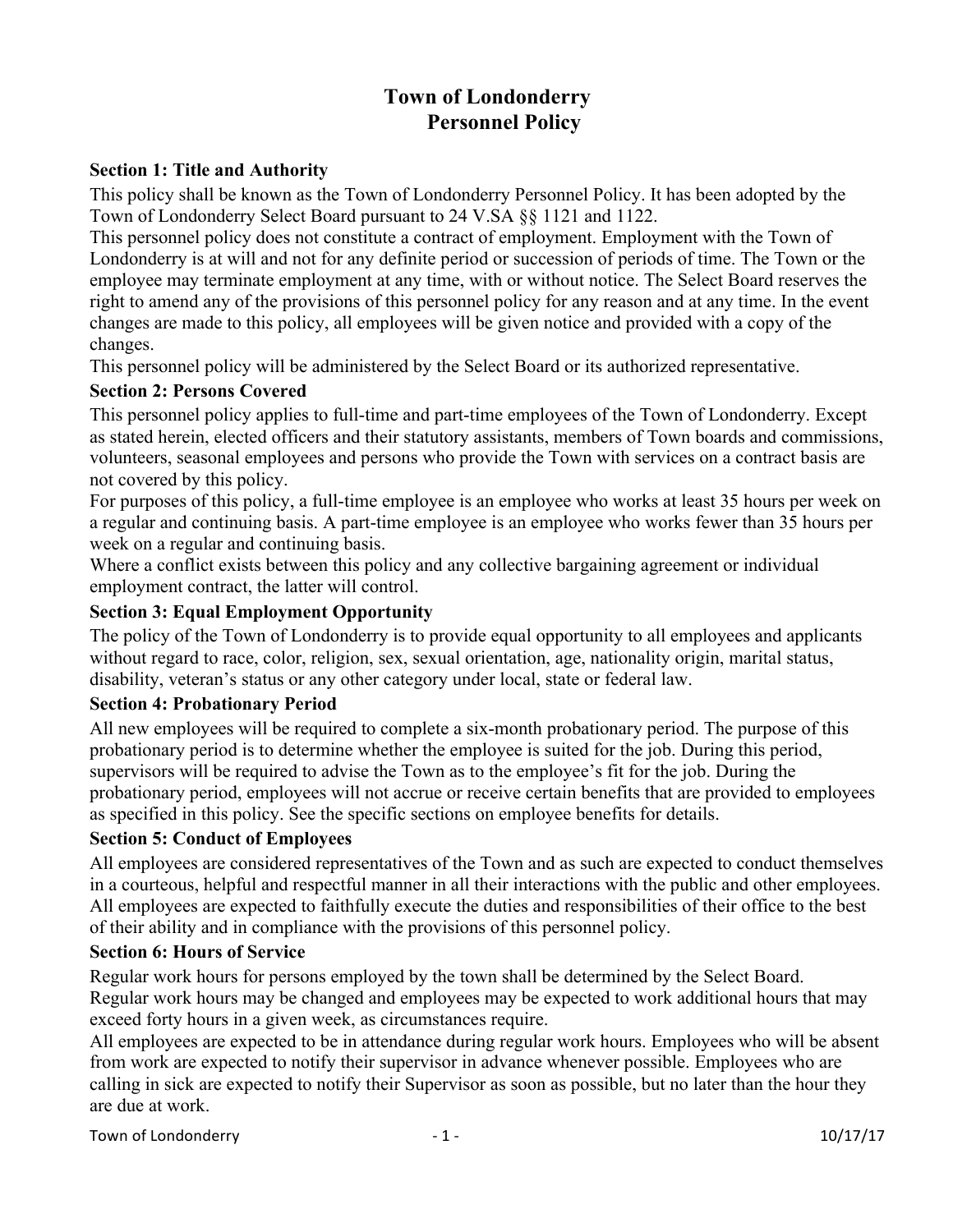# Town of Londonderry Personnel Policy

### Section 1: Title and Authority

This policy shall be known as the Town of Londonderry Personnel Policy. It has been adopted by the Town of Londonderry Select Board pursuant to 24 V.SA §§ 1121 and 1122.

This personnel policy does not constitute a contract of employment. Employment with the Town of Londonderry is at will and not for any definite period or succession of periods of time. The Town or the employee may terminate employment at any time, with or without notice. The Select Board reserves the right to amend any of the provisions of this personnel policy for any reason and at any time. In the event changes are made to this policy, all employees will be given notice and provided with a copy of the changes.

This personnel policy will be administered by the Select Board or its authorized representative.

### Section 2: Persons Covered

This personnel policy applies to full-time and part-time employees of the Town of Londonderry. Except as stated herein, elected officers and their statutory assistants, members of Town boards and commissions, volunteers, seasonal employees and persons who provide the Town with services on a contract basis are not covered by this policy.

For purposes of this policy, a full-time employee is an employee who works at least 35 hours per week on a regular and continuing basis. A part-time employee is an employee who works fewer than 35 hours per week on a regular and continuing basis.

Where a conflict exists between this policy and any collective bargaining agreement or individual employment contract, the latter will control.

### Section 3: Equal Employment Opportunity

The policy of the Town of Londonderry is to provide equal opportunity to all employees and applicants without regard to race, color, religion, sex, sexual orientation, age, nationality origin, marital status, disability, veteran's status or any other category under local, state or federal law.

### Section 4: Probationary Period

All new employees will be required to complete a six-month probationary period. The purpose of this probationary period is to determine whether the employee is suited for the job. During this period, supervisors will be required to advise the Town as to the employee's fit for the job. During the probationary period, employees will not accrue or receive certain benefits that are provided to employees as specified in this policy. See the specific sections on employee benefits for details.

### Section 5: Conduct of Employees

All employees are considered representatives of the Town and as such are expected to conduct themselves in a courteous, helpful and respectful manner in all their interactions with the public and other employees. All employees are expected to faithfully execute the duties and responsibilities of their office to the best of their ability and in compliance with the provisions of this personnel policy.

### Section 6: Hours of Service

Regular work hours for persons employed by the town shall be determined by the Select Board.

Regular work hours may be changed and employees may be expected to work additional hours that may exceed forty hours in a given week, as circumstances require.

All employees are expected to be in attendance during regular work hours. Employees who will be absent from work are expected to notify their supervisor in advance whenever possible. Employees who are calling in sick are expected to notify their Supervisor as soon as possible, but no later than the hour they are due at work.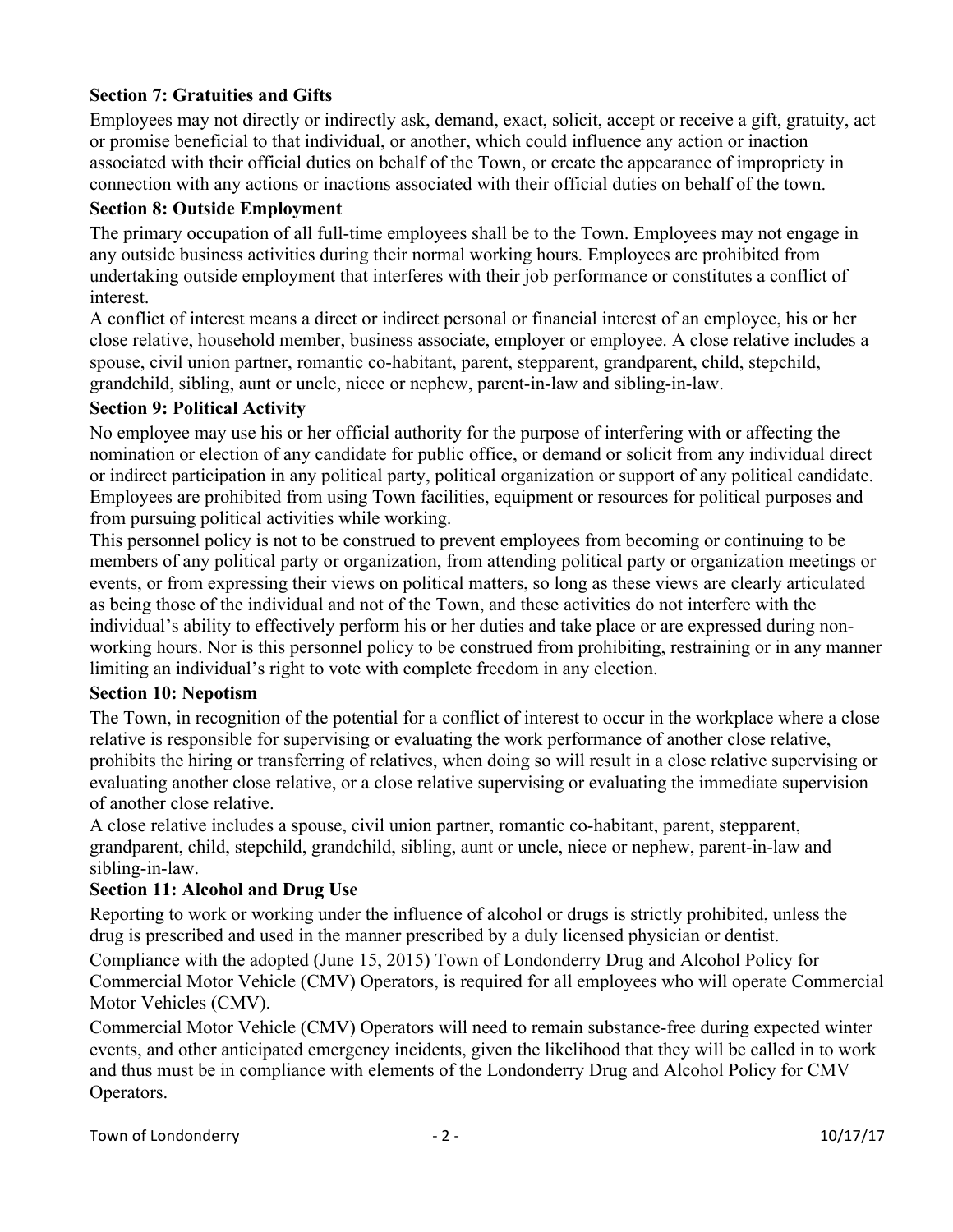### Section 7: Gratuities and Gifts

Employees may not directly or indirectly ask, demand, exact, solicit, accept or receive a gift, gratuity, act or promise beneficial to that individual, or another, which could influence any action or inaction associated with their official duties on behalf of the Town, or create the appearance of impropriety in connection with any actions or inactions associated with their official duties on behalf of the town.

### Section 8: Outside Employment

The primary occupation of all full-time employees shall be to the Town. Employees may not engage in any outside business activities during their normal working hours. Employees are prohibited from undertaking outside employment that interferes with their job performance or constitutes a conflict of interest.

A conflict of interest means a direct or indirect personal or financial interest of an employee, his or her close relative, household member, business associate, employer or employee. A close relative includes a spouse, civil union partner, romantic co-habitant, parent, stepparent, grandparent, child, stepchild, grandchild, sibling, aunt or uncle, niece or nephew, parent-in-law and sibling-in-law.

### Section 9: Political Activity

No employee may use his or her official authority for the purpose of interfering with or affecting the nomination or election of any candidate for public office, or demand or solicit from any individual direct or indirect participation in any political party, political organization or support of any political candidate. Employees are prohibited from using Town facilities, equipment or resources for political purposes and from pursuing political activities while working.

This personnel policy is not to be construed to prevent employees from becoming or continuing to be members of any political party or organization, from attending political party or organization meetings or events, or from expressing their views on political matters, so long as these views are clearly articulated as being those of the individual and not of the Town, and these activities do not interfere with the individual's ability to effectively perform his or her duties and take place or are expressed during non-working hours. Nor is this personnel policy to be construed from prohibiting, restraining or in any manner limiting an individual's right to vote with complete freedom in any election.

### Section 10: Nepotism

The Town, in recognition of the potential for a conflict of interest to occur in the workplace where a close relative is responsible for supervising or evaluating the work performance of another close relative, prohibits the hiring or transferring of relatives, when doing so will result in a close relative supervising or evaluating another close relative, or a close relative supervising or evaluating the immediate supervision of another close relative.

A close relative includes a spouse, civil union partner, romantic co-habitant, parent, stepparent, grandparent, child, stepchild, grandchild, sibling, aunt or uncle, niece or nephew, parent-in-law and sibling-in-law.

### Section 11: Alcohol and Drug Use

Reporting to work or working under the influence of alcohol or drugs is strictly prohibited, unless the drug is prescribed and used in the manner prescribed by a duly licensed physician or dentist.

Compliance with the adopted (June 15, 2015) Town of Londonderry Drug and Alcohol Policy for Commercial Motor Vehicle (CMV) Operators, is required for all employees who will operate Commercial Motor Vehicles (CMV).

Commercial Motor Vehicle (CMV) Operators will need to remain substance-free during expected winter events, and other anticipated emergency incidents, given the likelihood that they will be called in to work and thus must be in compliance with elements of the Londonderry Drug and Alcohol Policy for CMV Operators.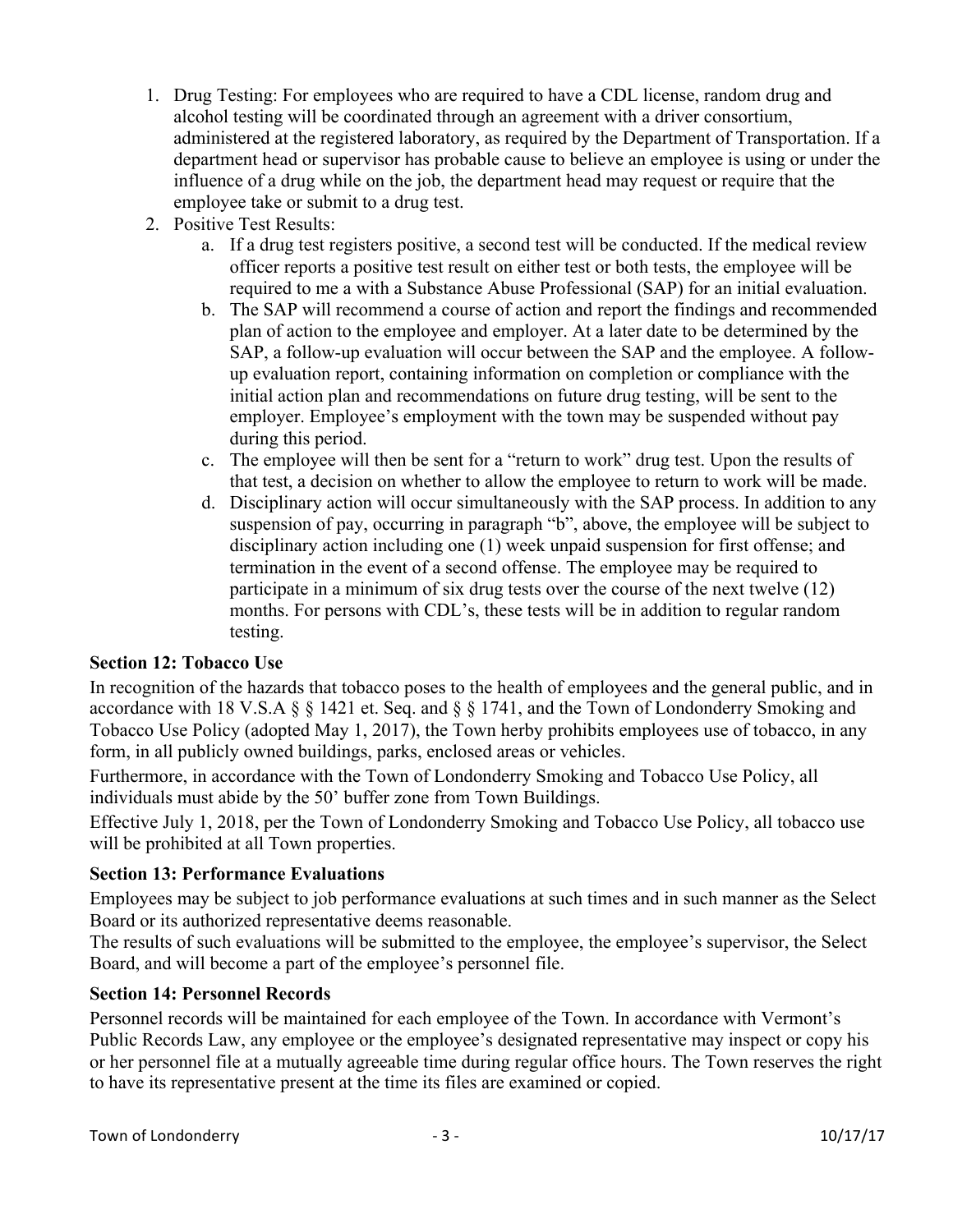1. Drug Testing: For employees who are required to have a CDL license, random drug and alcohol testing will be coordinated through an agreement with a driver consortium, administered at the registered laboratory, as required by the Department of Transportation. If a department head or supervisor has probable cause to believe an employee is using or under the influence of a drug while on the job, the department head may request or require that the employee take or submit to a drug test.
2. Positive Test Results:
   a. If a drug test registers positive, a second test will be conducted. If the medical review officer reports a positive test result on either test or both tests, the employee will be required to me a with a Substance Abuse Professional (SAP) for an initial evaluation.
   b. The SAP will recommend a course of action and report the findings and recommended plan of action to the employee and employer. At a later date to be determined by the SAP, a follow-up evaluation will occur between the SAP and the employee. A follow-up evaluation report, containing information on completion or compliance with the initial action plan and recommendations on future drug testing, will be sent to the employer. Employee's employment with the town may be suspended without pay during this period.
   c. The employee will then be sent for a "return to work" drug test. Upon the results of that test, a decision on whether to allow the employee to return to work will be made.
   d. Disciplinary action will occur simultaneously with the SAP process. In addition to any suspension of pay, occurring in paragraph "b", above, the employee will be subject to disciplinary action including one (1) week unpaid suspension for first offense; and termination in the event of a second offense. The employee may be required to participate in a minimum of six drug tests over the course of the next twelve (12) months. For persons with CDL's, these tests will be in addition to regular random testing.

### Section 12: Tobacco Use

In recognition of the hazards that tobacco poses to the health of employees and the general public, and in accordance with 18 V.S.A § § 1421 et. Seq. and § § 1741, and the Town of Londonderry Smoking and Tobacco Use Policy (adopted May 1, 2017), the Town herby prohibits employees use of tobacco, in any form, in all publicly owned buildings, parks, enclosed areas or vehicles.

Furthermore, in accordance with the Town of Londonderry Smoking and Tobacco Use Policy, all individuals must abide by the 50' buffer zone from Town Buildings.

Effective July 1, 2018, per the Town of Londonderry Smoking and Tobacco Use Policy, all tobacco use will be prohibited at all Town properties.

### Section 13: Performance Evaluations

Employees may be subject to job performance evaluations at such times and in such manner as the Select Board or its authorized representative deems reasonable.

The results of such evaluations will be submitted to the employee, the employee's supervisor, the Select Board, and will become a part of the employee's personnel file.

### Section 14: Personnel Records

Personnel records will be maintained for each employee of the Town. In accordance with Vermont's Public Records Law, any employee or the employee's designated representative may inspect or copy his or her personnel file at a mutually agreeable time during regular office hours. The Town reserves the right to have its representative present at the time its files are examined or copied.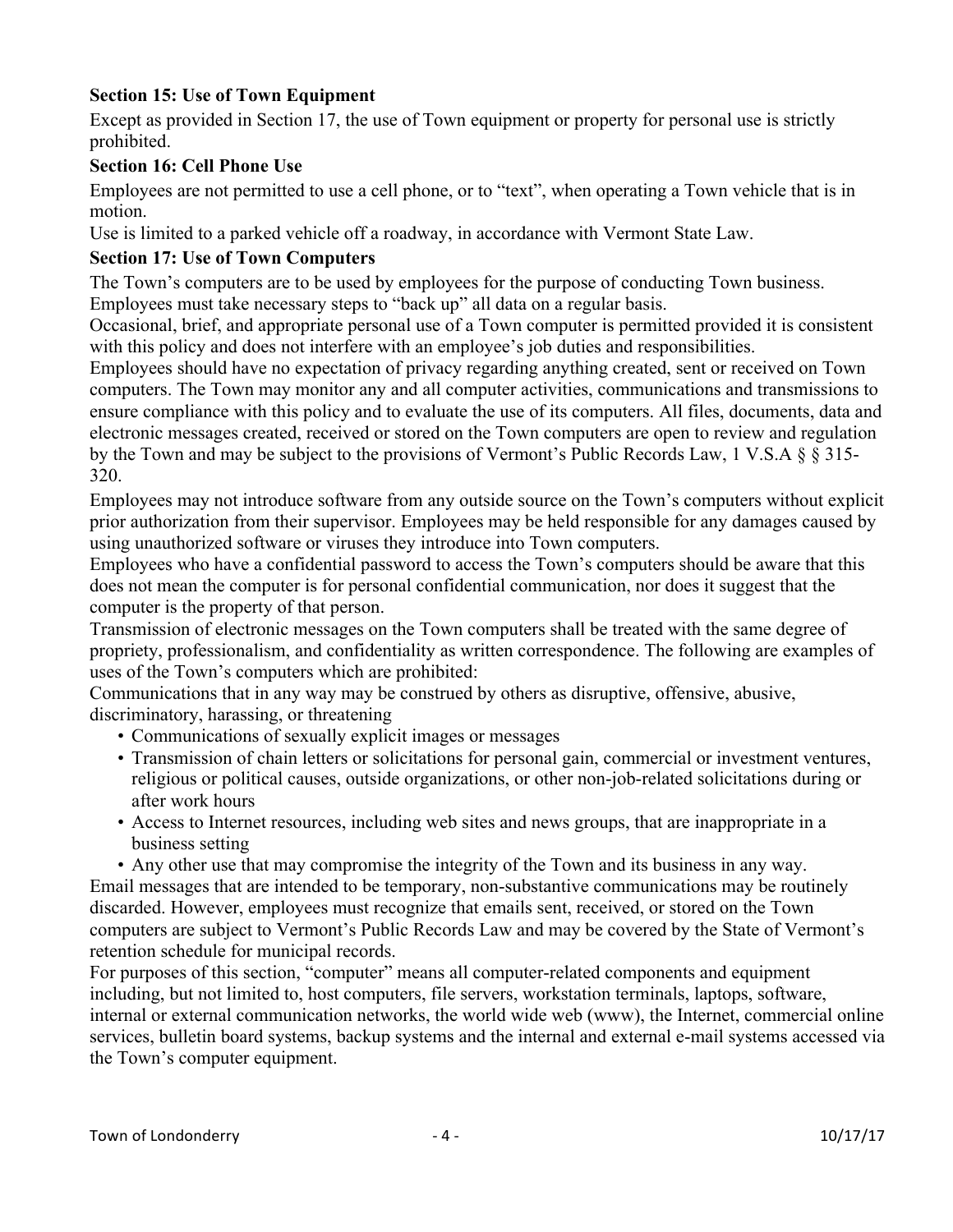**Section 15: Use of Town Equipment**

Except as provided in Section 17, the use of Town equipment or property for personal use is strictly prohibited.

**Section 16: Cell Phone Use**

Employees are not permitted to use a cell phone, or to "text", when operating a Town vehicle that is in motion.

Use is limited to a parked vehicle off a roadway, in accordance with Vermont State Law.

**Section 17: Use of Town Computers**

The Town's computers are to be used by employees for the purpose of conducting Town business. Employees must take necessary steps to "back up" all data on a regular basis.

Occasional, brief, and appropriate personal use of a Town computer is permitted provided it is consistent with this policy and does not interfere with an employee's job duties and responsibilities.

Employees should have no expectation of privacy regarding anything created, sent or received on Town computers. The Town may monitor any and all computer activities, communications and transmissions to ensure compliance with this policy and to evaluate the use of its computers. All files, documents, data and electronic messages created, received or stored on the Town computers are open to review and regulation by the Town and may be subject to the provisions of Vermont's Public Records Law, 1 V.S.A § § 315-320.

Employees may not introduce software from any outside source on the Town's computers without explicit prior authorization from their supervisor. Employees may be held responsible for any damages caused by using unauthorized software or viruses they introduce into Town computers.

Employees who have a confidential password to access the Town's computers should be aware that this does not mean the computer is for personal confidential communication, nor does it suggest that the computer is the property of that person.

Transmission of electronic messages on the Town computers shall be treated with the same degree of propriety, professionalism, and confidentiality as written correspondence. The following are examples of uses of the Town's computers which are prohibited:

Communications that in any way may be construed by others as disruptive, offensive, abusive, discriminatory, harassing, or threatening

- Communications of sexually explicit images or messages
- Transmission of chain letters or solicitations for personal gain, commercial or investment ventures, religious or political causes, outside organizations, or other non-job-related solicitations during or after work hours
- Access to Internet resources, including web sites and news groups, that are inappropriate in a business setting
- Any other use that may compromise the integrity of the Town and its business in any way.

Email messages that are intended to be temporary, non-substantive communications may be routinely discarded. However, employees must recognize that emails sent, received, or stored on the Town computers are subject to Vermont's Public Records Law and may be covered by the State of Vermont's retention schedule for municipal records.

For purposes of this section, "computer" means all computer-related components and equipment including, but not limited to, host computers, file servers, workstation terminals, laptops, software, internal or external communication networks, the world wide web (www), the Internet, commercial online services, bulletin board systems, backup systems and the internal and external e-mail systems accessed via the Town's computer equipment.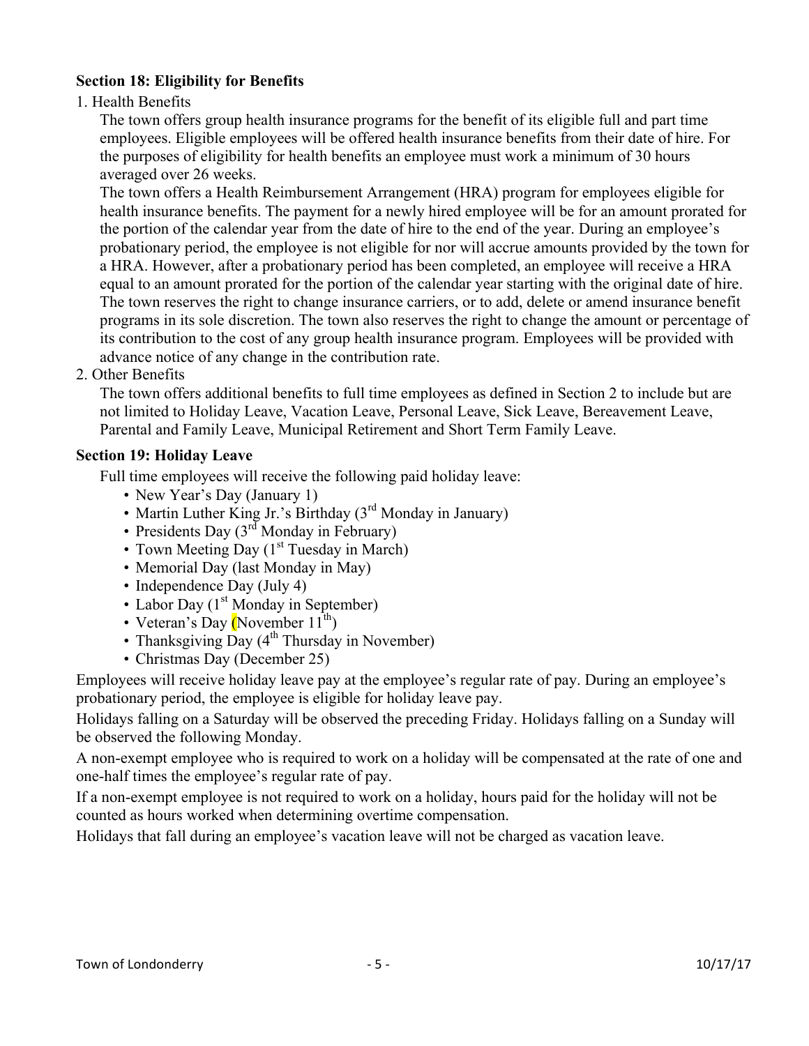**Section 18: Eligibility for Benefits**

1. Health Benefits

   The town offers group health insurance programs for the benefit of its eligible full and part time employees. Eligible employees will be offered health insurance benefits from their date of hire. For the purposes of eligibility for health benefits an employee must work a minimum of 30 hours averaged over 26 weeks.

   The town offers a Health Reimbursement Arrangement (HRA) program for employees eligible for health insurance benefits. The payment for a newly hired employee will be for an amount prorated for the portion of the calendar year from the date of hire to the end of the year. During an employee's probationary period, the employee is not eligible for nor will accrue amounts provided by the town for a HRA. However, after a probationary period has been completed, an employee will receive a HRA equal to an amount prorated for the portion of the calendar year starting with the original date of hire.

   The town reserves the right to change insurance carriers, or to add, delete or amend insurance benefit programs in its sole discretion. The town also reserves the right to change the amount or percentage of its contribution to the cost of any group health insurance program. Employees will be provided with advance notice of any change in the contribution rate.

2. Other Benefits

   The town offers additional benefits to full time employees as defined in Section 2 to include but are not limited to Holiday Leave, Vacation Leave, Personal Leave, Sick Leave, Bereavement Leave, Parental and Family Leave, Municipal Retirement and Short Term Family Leave.

**Section 19: Holiday Leave**

Full time employees will receive the following paid holiday leave:

- New Year's Day (January 1)
- Martin Luther King Jr.'s Birthday (3rd Monday in January)
- Presidents Day (3rd Monday in February)
- Town Meeting Day (1st Tuesday in March)
- Memorial Day (last Monday in May)
- Independence Day (July 4)
- Labor Day (1st Monday in September)
- Veteran's Day (November 11th)
- Thanksgiving Day (4th Thursday in November)
- Christmas Day (December 25)

Employees will receive holiday leave pay at the employee's regular rate of pay. During an employee's probationary period, the employee is eligible for holiday leave pay.

Holidays falling on a Saturday will be observed the preceding Friday. Holidays falling on a Sunday will be observed the following Monday.

A non-exempt employee who is required to work on a holiday will be compensated at the rate of one and one-half times the employee's regular rate of pay.

If a non-exempt employee is not required to work on a holiday, hours paid for the holiday will not be counted as hours worked when determining overtime compensation.

Holidays that fall during an employee's vacation leave will not be charged as vacation leave.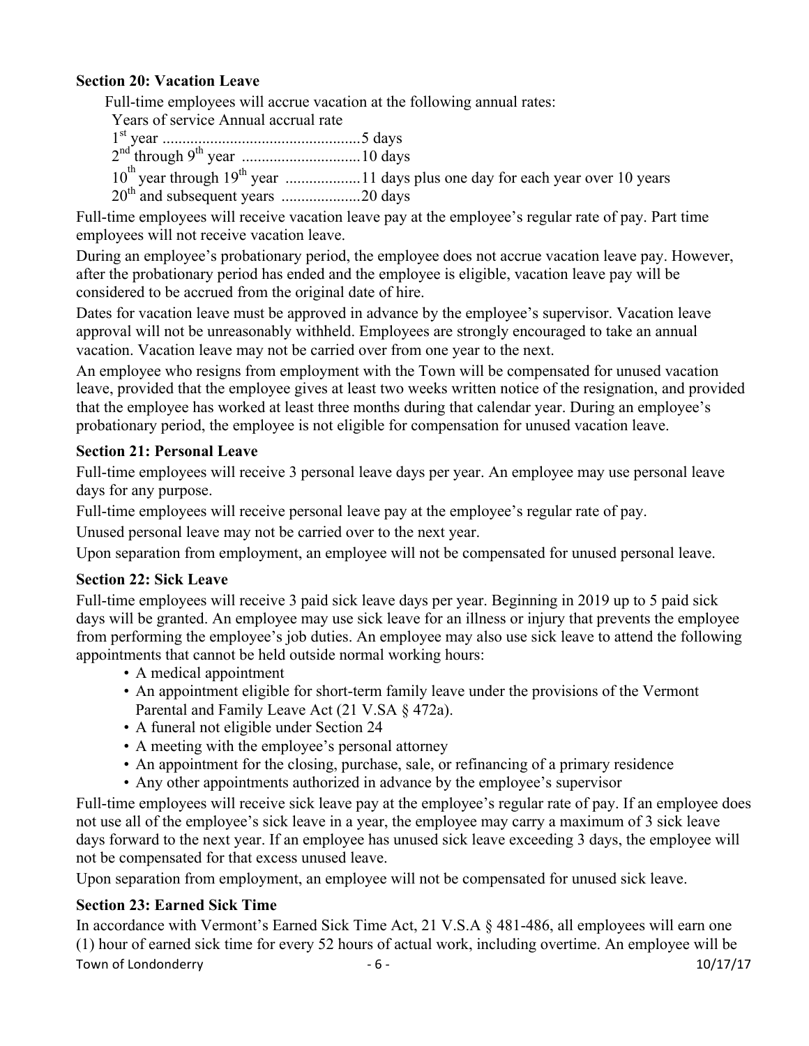**Section 20: Vacation Leave**

Full-time employees will accrue vacation at the following annual rates:

| Years of service | Annual accrual rate |
|---|---|
| 1st year | 5 days |
| 2nd through 9th year | 10 days |
| 10th year through 19th year | 11 days plus one day for each year over 10 years |
| 20th and subsequent years | 20 days |

Full-time employees will receive vacation leave pay at the employee's regular rate of pay. Part time employees will not receive vacation leave.

During an employee's probationary period, the employee does not accrue vacation leave pay. However, after the probationary period has ended and the employee is eligible, vacation leave pay will be considered to be accrued from the original date of hire.

Dates for vacation leave must be approved in advance by the employee's supervisor. Vacation leave approval will not be unreasonably withheld. Employees are strongly encouraged to take an annual vacation. Vacation leave may not be carried over from one year to the next.

An employee who resigns from employment with the Town will be compensated for unused vacation leave, provided that the employee gives at least two weeks written notice of the resignation, and provided that the employee has worked at least three months during that calendar year. During an employee's probationary period, the employee is not eligible for compensation for unused vacation leave.

**Section 21: Personal Leave**

Full-time employees will receive 3 personal leave days per year. An employee may use personal leave days for any purpose.

Full-time employees will receive personal leave pay at the employee's regular rate of pay.

Unused personal leave may not be carried over to the next year.

Upon separation from employment, an employee will not be compensated for unused personal leave.

**Section 22: Sick Leave**

Full-time employees will receive 3 paid sick leave days per year. Beginning in 2019 up to 5 paid sick days will be granted. An employee may use sick leave for an illness or injury that prevents the employee from performing the employee's job duties. An employee may also use sick leave to attend the following appointments that cannot be held outside normal working hours:

- A medical appointment
- An appointment eligible for short-term family leave under the provisions of the Vermont Parental and Family Leave Act (21 V.SA § 472a).
- A funeral not eligible under Section 24
- A meeting with the employee's personal attorney
- An appointment for the closing, purchase, sale, or refinancing of a primary residence
- Any other appointments authorized in advance by the employee's supervisor

Full-time employees will receive sick leave pay at the employee's regular rate of pay. If an employee does not use all of the employee's sick leave in a year, the employee may carry a maximum of 3 sick leave days forward to the next year. If an employee has unused sick leave exceeding 3 days, the employee will not be compensated for that excess unused leave.

Upon separation from employment, an employee will not be compensated for unused sick leave.

**Section 23: Earned Sick Time**

In accordance with Vermont's Earned Sick Time Act, 21 V.S.A § 481-486, all employees will earn one (1) hour of earned sick time for every 52 hours of actual work, including overtime. An employee will be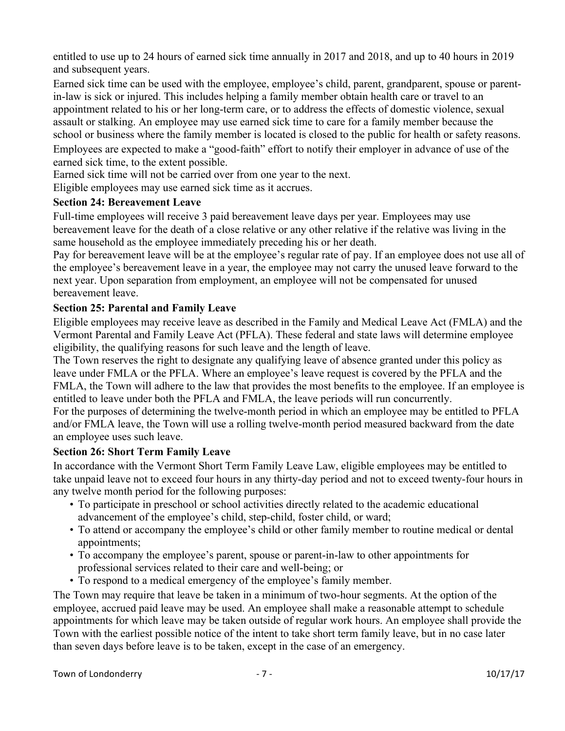entitled to use up to 24 hours of earned sick time annually in 2017 and 2018, and up to 40 hours in 2019 and subsequent years.

Earned sick time can be used with the employee, employee's child, parent, grandparent, spouse or parent-in-law is sick or injured. This includes helping a family member obtain health care or travel to an appointment related to his or her long-term care, or to address the effects of domestic violence, sexual assault or stalking. An employee may use earned sick time to care for a family member because the school or business where the family member is located is closed to the public for health or safety reasons.

Employees are expected to make a "good-faith" effort to notify their employer in advance of use of the earned sick time, to the extent possible.

Earned sick time will not be carried over from one year to the next.

Eligible employees may use earned sick time as it accrues.

## Section 24: Bereavement Leave

Full-time employees will receive 3 paid bereavement leave days per year. Employees may use bereavement leave for the death of a close relative or any other relative if the relative was living in the same household as the employee immediately preceding his or her death.

Pay for bereavement leave will be at the employee's regular rate of pay. If an employee does not use all of the employee's bereavement leave in a year, the employee may not carry the unused leave forward to the next year. Upon separation from employment, an employee will not be compensated for unused bereavement leave.

## Section 25: Parental and Family Leave

Eligible employees may receive leave as described in the Family and Medical Leave Act (FMLA) and the Vermont Parental and Family Leave Act (PFLA). These federal and state laws will determine employee eligibility, the qualifying reasons for such leave and the length of leave.

The Town reserves the right to designate any qualifying leave of absence granted under this policy as leave under FMLA or the PFLA. Where an employee's leave request is covered by the PFLA and the FMLA, the Town will adhere to the law that provides the most benefits to the employee. If an employee is entitled to leave under both the PFLA and FMLA, the leave periods will run concurrently.

For the purposes of determining the twelve-month period in which an employee may be entitled to PFLA and/or FMLA leave, the Town will use a rolling twelve-month period measured backward from the date an employee uses such leave.

## Section 26: Short Term Family Leave

In accordance with the Vermont Short Term Family Leave Law, eligible employees may be entitled to take unpaid leave not to exceed four hours in any thirty-day period and not to exceed twenty-four hours in any twelve month period for the following purposes:

- To participate in preschool or school activities directly related to the academic educational advancement of the employee's child, step-child, foster child, or ward;
- To attend or accompany the employee's child or other family member to routine medical or dental appointments;
- To accompany the employee's parent, spouse or parent-in-law to other appointments for professional services related to their care and well-being; or
- To respond to a medical emergency of the employee's family member.

The Town may require that leave be taken in a minimum of two-hour segments. At the option of the employee, accrued paid leave may be used. An employee shall make a reasonable attempt to schedule appointments for which leave may be taken outside of regular work hours. An employee shall provide the Town with the earliest possible notice of the intent to take short term family leave, but in no case later than seven days before leave is to be taken, except in the case of an emergency.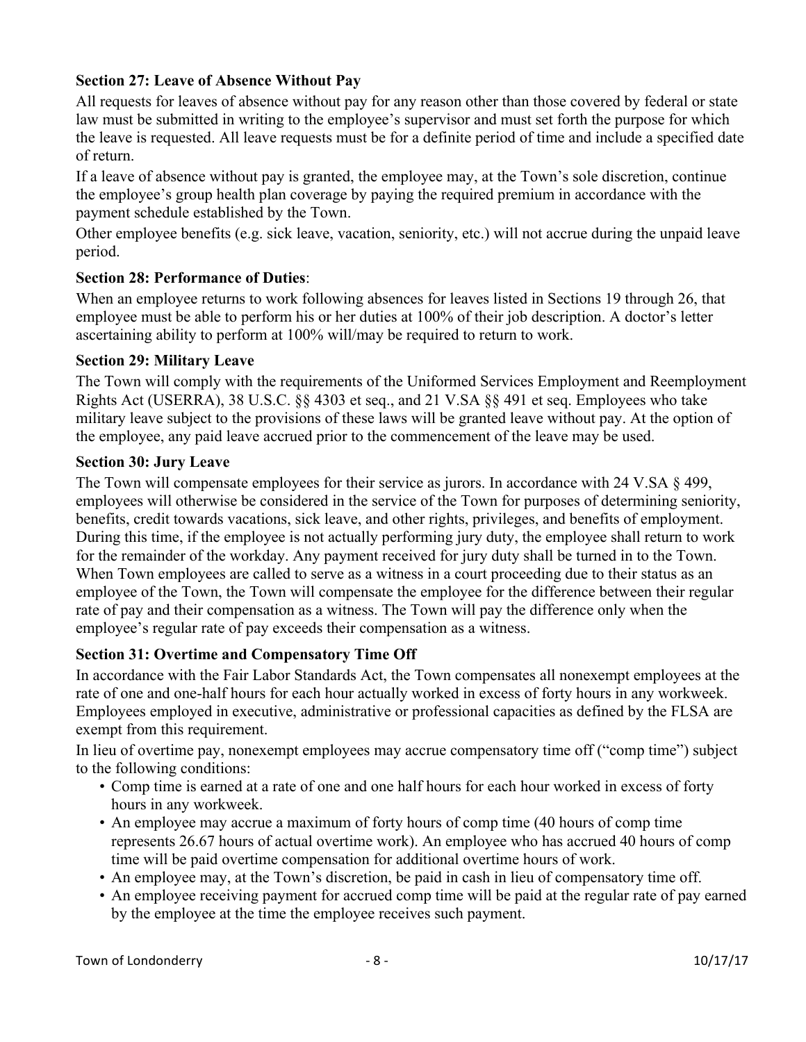**Section 27: Leave of Absence Without Pay**

All requests for leaves of absence without pay for any reason other than those covered by federal or state law must be submitted in writing to the employee's supervisor and must set forth the purpose for which the leave is requested. All leave requests must be for a definite period of time and include a specified date of return.

If a leave of absence without pay is granted, the employee may, at the Town's sole discretion, continue the employee's group health plan coverage by paying the required premium in accordance with the payment schedule established by the Town.

Other employee benefits (e.g. sick leave, vacation, seniority, etc.) will not accrue during the unpaid leave period.

**Section 28: Performance of Duties**:

When an employee returns to work following absences for leaves listed in Sections 19 through 26, that employee must be able to perform his or her duties at 100% of their job description. A doctor's letter ascertaining ability to perform at 100% will/may be required to return to work.

**Section 29: Military Leave**

The Town will comply with the requirements of the Uniformed Services Employment and Reemployment Rights Act (USERRA), 38 U.S.C. §§ 4303 et seq., and 21 V.SA §§ 491 et seq. Employees who take military leave subject to the provisions of these laws will be granted leave without pay. At the option of the employee, any paid leave accrued prior to the commencement of the leave may be used.

**Section 30: Jury Leave**

The Town will compensate employees for their service as jurors. In accordance with 24 V.SA § 499, employees will otherwise be considered in the service of the Town for purposes of determining seniority, benefits, credit towards vacations, sick leave, and other rights, privileges, and benefits of employment. During this time, if the employee is not actually performing jury duty, the employee shall return to work for the remainder of the workday. Any payment received for jury duty shall be turned in to the Town. When Town employees are called to serve as a witness in a court proceeding due to their status as an employee of the Town, the Town will compensate the employee for the difference between their regular rate of pay and their compensation as a witness. The Town will pay the difference only when the employee's regular rate of pay exceeds their compensation as a witness.

**Section 31: Overtime and Compensatory Time Off**

In accordance with the Fair Labor Standards Act, the Town compensates all nonexempt employees at the rate of one and one-half hours for each hour actually worked in excess of forty hours in any workweek. Employees employed in executive, administrative or professional capacities as defined by the FLSA are exempt from this requirement.

In lieu of overtime pay, nonexempt employees may accrue compensatory time off ("comp time") subject to the following conditions:

- Comp time is earned at a rate of one and one half hours for each hour worked in excess of forty hours in any workweek.
- An employee may accrue a maximum of forty hours of comp time (40 hours of comp time represents 26.67 hours of actual overtime work). An employee who has accrued 40 hours of comp time will be paid overtime compensation for additional overtime hours of work.
- An employee may, at the Town's discretion, be paid in cash in lieu of compensatory time off.
- An employee receiving payment for accrued comp time will be paid at the regular rate of pay earned by the employee at the time the employee receives such payment.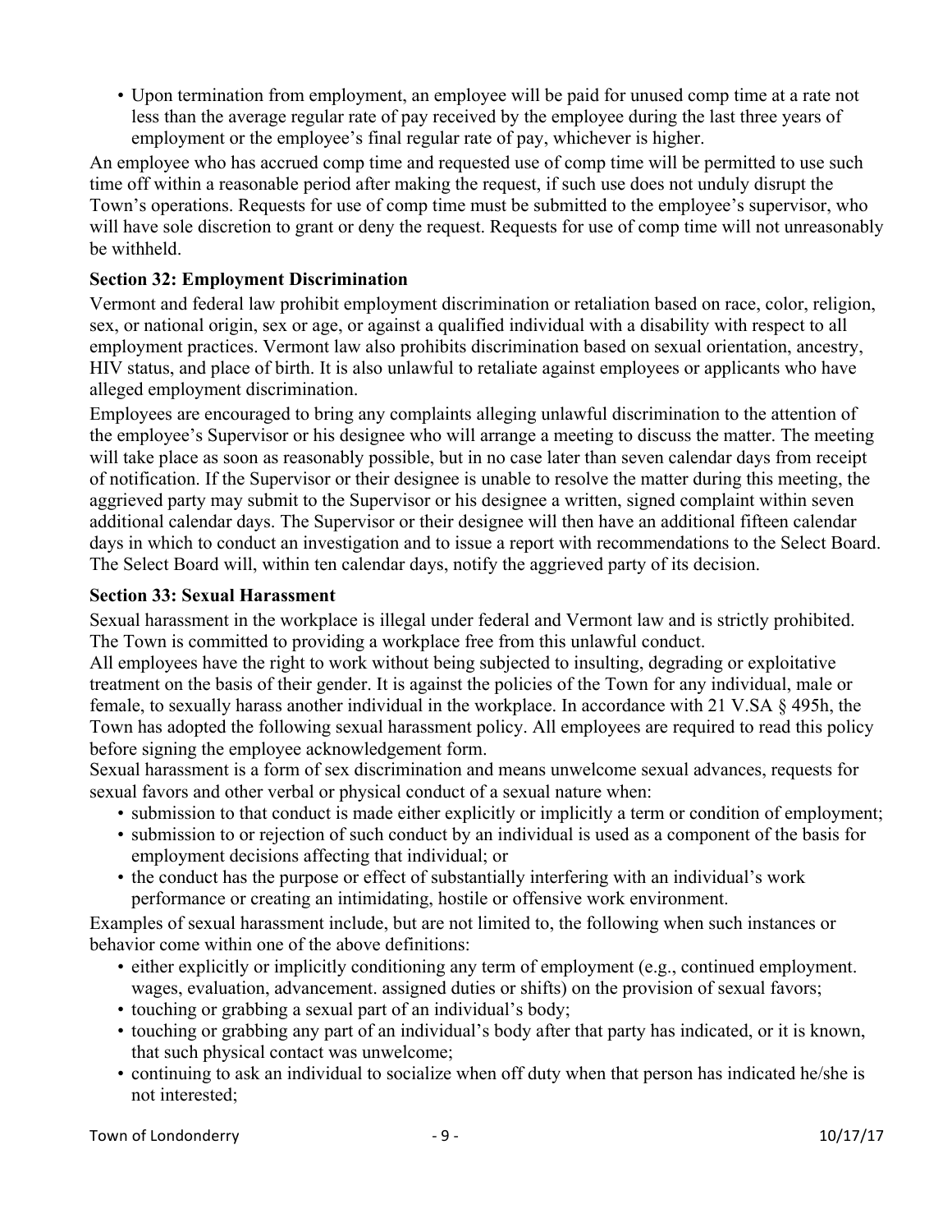- Upon termination from employment, an employee will be paid for unused comp time at a rate not less than the average regular rate of pay received by the employee during the last three years of employment or the employee's final regular rate of pay, whichever is higher.

An employee who has accrued comp time and requested use of comp time will be permitted to use such time off within a reasonable period after making the request, if such use does not unduly disrupt the Town's operations. Requests for use of comp time must be submitted to the employee's supervisor, who will have sole discretion to grant or deny the request. Requests for use of comp time will not unreasonably be withheld.

**Section 32: Employment Discrimination**

Vermont and federal law prohibit employment discrimination or retaliation based on race, color, religion, sex, or national origin, sex or age, or against a qualified individual with a disability with respect to all employment practices. Vermont law also prohibits discrimination based on sexual orientation, ancestry, HIV status, and place of birth. It is also unlawful to retaliate against employees or applicants who have alleged employment discrimination.

Employees are encouraged to bring any complaints alleging unlawful discrimination to the attention of the employee's Supervisor or his designee who will arrange a meeting to discuss the matter. The meeting will take place as soon as reasonably possible, but in no case later than seven calendar days from receipt of notification. If the Supervisor or their designee is unable to resolve the matter during this meeting, the aggrieved party may submit to the Supervisor or his designee a written, signed complaint within seven additional calendar days. The Supervisor or their designee will then have an additional fifteen calendar days in which to conduct an investigation and to issue a report with recommendations to the Select Board. The Select Board will, within ten calendar days, notify the aggrieved party of its decision.

**Section 33: Sexual Harassment**

Sexual harassment in the workplace is illegal under federal and Vermont law and is strictly prohibited. The Town is committed to providing a workplace free from this unlawful conduct.

All employees have the right to work without being subjected to insulting, degrading or exploitative treatment on the basis of their gender. It is against the policies of the Town for any individual, male or female, to sexually harass another individual in the workplace. In accordance with 21 V.SA § 495h, the Town has adopted the following sexual harassment policy. All employees are required to read this policy before signing the employee acknowledgement form.

Sexual harassment is a form of sex discrimination and means unwelcome sexual advances, requests for sexual favors and other verbal or physical conduct of a sexual nature when:

- submission to that conduct is made either explicitly or implicitly a term or condition of employment;
- submission to or rejection of such conduct by an individual is used as a component of the basis for employment decisions affecting that individual; or
- the conduct has the purpose or effect of substantially interfering with an individual's work performance or creating an intimidating, hostile or offensive work environment.

Examples of sexual harassment include, but are not limited to, the following when such instances or behavior come within one of the above definitions:

- either explicitly or implicitly conditioning any term of employment (e.g., continued employment. wages, evaluation, advancement. assigned duties or shifts) on the provision of sexual favors;
- touching or grabbing a sexual part of an individual's body;
- touching or grabbing any part of an individual's body after that party has indicated, or it is known, that such physical contact was unwelcome;
- continuing to ask an individual to socialize when off duty when that person has indicated he/she is not interested;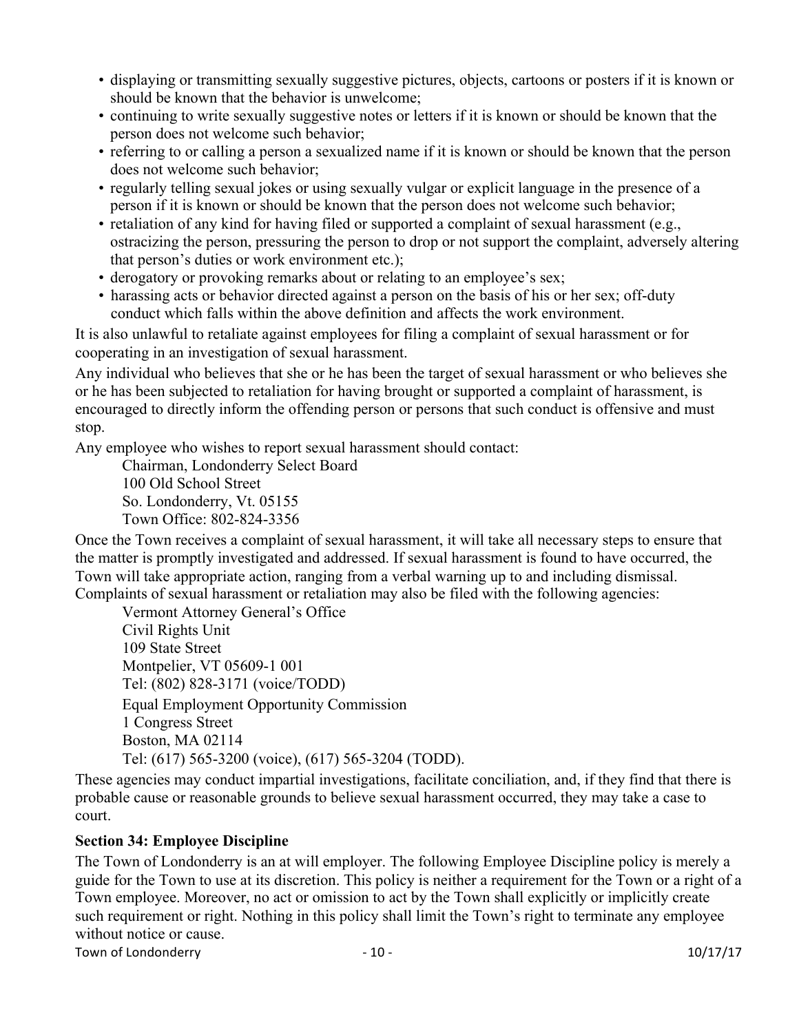- displaying or transmitting sexually suggestive pictures, objects, cartoons or posters if it is known or should be known that the behavior is unwelcome;
- continuing to write sexually suggestive notes or letters if it is known or should be known that the person does not welcome such behavior;
- referring to or calling a person a sexualized name if it is known or should be known that the person does not welcome such behavior;
- regularly telling sexual jokes or using sexually vulgar or explicit language in the presence of a person if it is known or should be known that the person does not welcome such behavior;
- retaliation of any kind for having filed or supported a complaint of sexual harassment (e.g., ostracizing the person, pressuring the person to drop or not support the complaint, adversely altering that person's duties or work environment etc.);
- derogatory or provoking remarks about or relating to an employee's sex;
- harassing acts or behavior directed against a person on the basis of his or her sex; off-duty conduct which falls within the above definition and affects the work environment.

It is also unlawful to retaliate against employees for filing a complaint of sexual harassment or for cooperating in an investigation of sexual harassment.

Any individual who believes that she or he has been the target of sexual harassment or who believes she or he has been subjected to retaliation for having brought or supported a complaint of harassment, is encouraged to directly inform the offending person or persons that such conduct is offensive and must stop.

Any employee who wishes to report sexual harassment should contact:

Chairman, Londonderry Select Board
100 Old School Street
So. Londonderry, Vt. 05155
Town Office: 802-824-3356

Once the Town receives a complaint of sexual harassment, it will take all necessary steps to ensure that the matter is promptly investigated and addressed. If sexual harassment is found to have occurred, the Town will take appropriate action, ranging from a verbal warning up to and including dismissal.

Complaints of sexual harassment or retaliation may also be filed with the following agencies:

Vermont Attorney General's Office
Civil Rights Unit
109 State Street
Montpelier, VT 05609-1 001
Tel: (802) 828-3171 (voice/TODD)

Equal Employment Opportunity Commission
1 Congress Street
Boston, MA 02114
Tel: (617) 565-3200 (voice), (617) 565-3204 (TODD).

These agencies may conduct impartial investigations, facilitate conciliation, and, if they find that there is probable cause or reasonable grounds to believe sexual harassment occurred, they may take a case to court.

### Section 34: Employee Discipline

The Town of Londonderry is an at will employer. The following Employee Discipline policy is merely a guide for the Town to use at its discretion. This policy is neither a requirement for the Town or a right of a Town employee. Moreover, no act or omission to act by the Town shall explicitly or implicitly create such requirement or right. Nothing in this policy shall limit the Town's right to terminate any employee without notice or cause.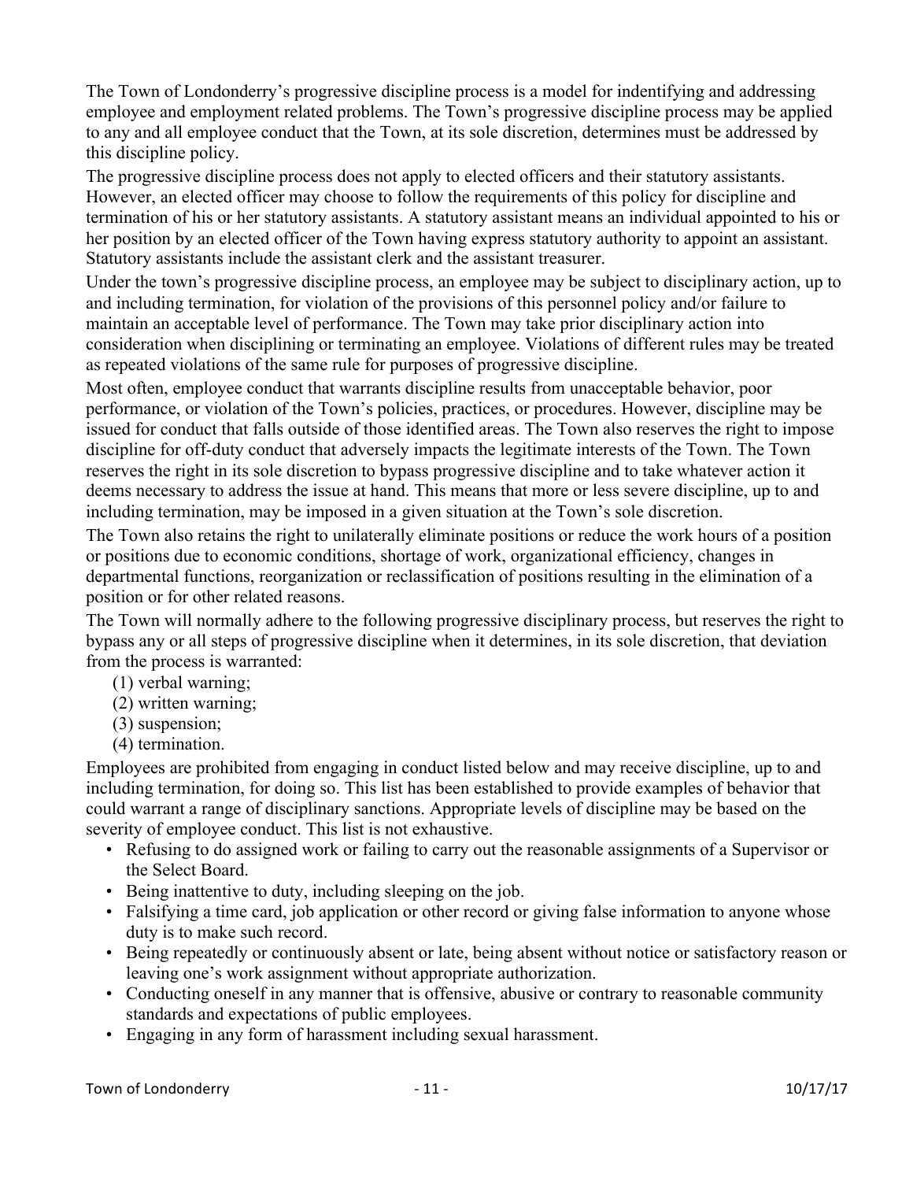The Town of Londonderry's progressive discipline process is a model for indentifying and addressing employee and employment related problems. The Town's progressive discipline process may be applied to any and all employee conduct that the Town, at its sole discretion, determines must be addressed by this discipline policy.

The progressive discipline process does not apply to elected officers and their statutory assistants. However, an elected officer may choose to follow the requirements of this policy for discipline and termination of his or her statutory assistants. A statutory assistant means an individual appointed to his or her position by an elected officer of the Town having express statutory authority to appoint an assistant. Statutory assistants include the assistant clerk and the assistant treasurer.

Under the town's progressive discipline process, an employee may be subject to disciplinary action, up to and including termination, for violation of the provisions of this personnel policy and/or failure to maintain an acceptable level of performance. The Town may take prior disciplinary action into consideration when disciplining or terminating an employee. Violations of different rules may be treated as repeated violations of the same rule for purposes of progressive discipline.

Most often, employee conduct that warrants discipline results from unacceptable behavior, poor performance, or violation of the Town's policies, practices, or procedures. However, discipline may be issued for conduct that falls outside of those identified areas. The Town also reserves the right to impose discipline for off-duty conduct that adversely impacts the legitimate interests of the Town. The Town reserves the right in its sole discretion to bypass progressive discipline and to take whatever action it deems necessary to address the issue at hand. This means that more or less severe discipline, up to and including termination, may be imposed in a given situation at the Town's sole discretion.

The Town also retains the right to unilaterally eliminate positions or reduce the work hours of a position or positions due to economic conditions, shortage of work, organizational efficiency, changes in departmental functions, reorganization or reclassification of positions resulting in the elimination of a position or for other related reasons.

The Town will normally adhere to the following progressive disciplinary process, but reserves the right to bypass any or all steps of progressive discipline when it determines, in its sole discretion, that deviation from the process is warranted:

(1) verbal warning;
(2) written warning;
(3) suspension;
(4) termination.

Employees are prohibited from engaging in conduct listed below and may receive discipline, up to and including termination, for doing so. This list has been established to provide examples of behavior that could warrant a range of disciplinary sanctions. Appropriate levels of discipline may be based on the severity of employee conduct. This list is not exhaustive.

- Refusing to do assigned work or failing to carry out the reasonable assignments of a Supervisor or the Select Board.
- Being inattentive to duty, including sleeping on the job.
- Falsifying a time card, job application or other record or giving false information to anyone whose duty is to make such record.
- Being repeatedly or continuously absent or late, being absent without notice or satisfactory reason or leaving one's work assignment without appropriate authorization.
- Conducting oneself in any manner that is offensive, abusive or contrary to reasonable community standards and expectations of public employees.
- Engaging in any form of harassment including sexual harassment.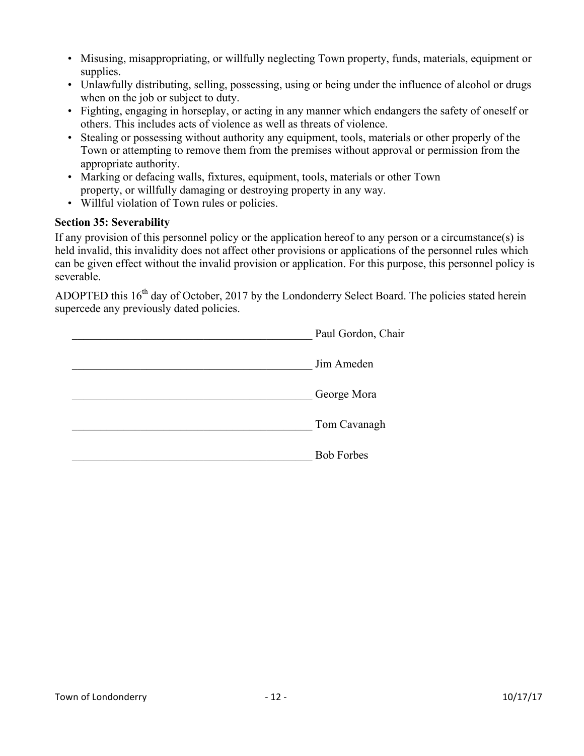- Misusing, misappropriating, or willfully neglecting Town property, funds, materials, equipment or supplies.
- Unlawfully distributing, selling, possessing, using or being under the influence of alcohol or drugs when on the job or subject to duty.
- Fighting, engaging in horseplay, or acting in any manner which endangers the safety of oneself or others. This includes acts of violence as well as threats of violence.
- Stealing or possessing without authority any equipment, tools, materials or other properly of the Town or attempting to remove them from the premises without approval or permission from the appropriate authority.
- Marking or defacing walls, fixtures, equipment, tools, materials or other Town property, or willfully damaging or destroying property in any way.
- Willful violation of Town rules or policies.

**Section 35: Severability**

If any provision of this personnel policy or the application hereof to any person or a circumstance(s) is held invalid, this invalidity does not affect other provisions or applications of the personnel rules which can be given effect without the invalid provision or application. For this purpose, this personnel policy is severable.

ADOPTED this 16th day of October, 2017 by the Londonderry Select Board. The policies stated herein supercede any previously dated policies.

\_\_\_\_\_\_\_\_\_\_\_\_\_\_\_\_\_\_\_\_\_\_\_\_\_\_\_\_\_\_\_\_\_\_\_\_\_\_\_\_\_\_ Paul Gordon, Chair

\_\_\_\_\_\_\_\_\_\_\_\_\_\_\_\_\_\_\_\_\_\_\_\_\_\_\_\_\_\_\_\_\_\_\_\_\_\_\_\_\_\_ Jim Ameden

\_\_\_\_\_\_\_\_\_\_\_\_\_\_\_\_\_\_\_\_\_\_\_\_\_\_\_\_\_\_\_\_\_\_\_\_\_\_\_\_\_\_ George Mora

\_\_\_\_\_\_\_\_\_\_\_\_\_\_\_\_\_\_\_\_\_\_\_\_\_\_\_\_\_\_\_\_\_\_\_\_\_\_\_\_\_\_ Tom Cavanagh

\_\_\_\_\_\_\_\_\_\_\_\_\_\_\_\_\_\_\_\_\_\_\_\_\_\_\_\_\_\_\_\_\_\_\_\_\_\_\_\_\_\_ Bob Forbes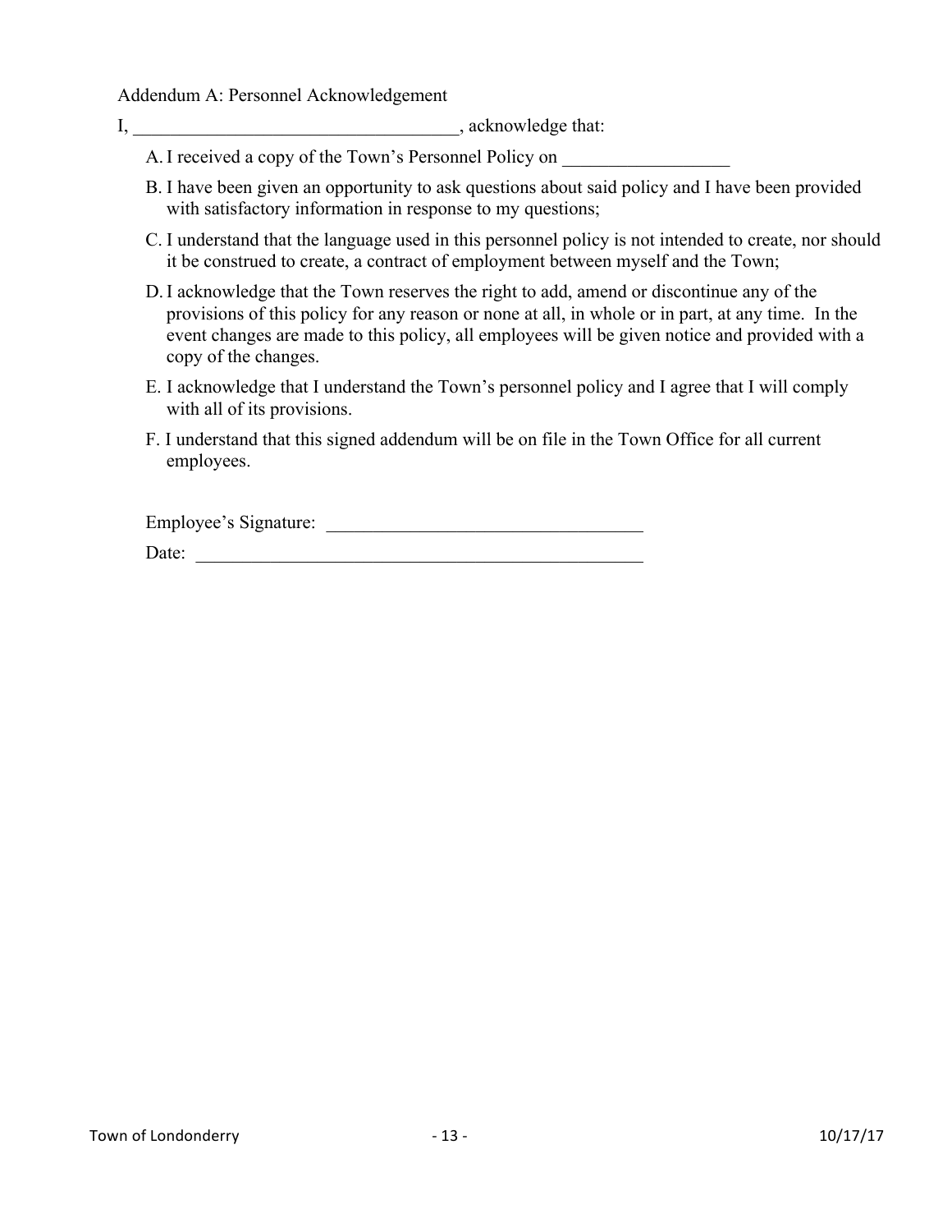Addendum A: Personnel Acknowledgement

I, ___________________________________, acknowledge that:

A. I received a copy of the Town's Personnel Policy on __________________

B. I have been given an opportunity to ask questions about said policy and I have been provided with satisfactory information in response to my questions;

C. I understand that the language used in this personnel policy is not intended to create, nor should it be construed to create, a contract of employment between myself and the Town;

D. I acknowledge that the Town reserves the right to add, amend or discontinue any of the provisions of this policy for any reason or none at all, in whole or in part, at any time. In the event changes are made to this policy, all employees will be given notice and provided with a copy of the changes.

E. I acknowledge that I understand the Town's personnel policy and I agree that I will comply with all of its provisions.

F. I understand that this signed addendum will be on file in the Town Office for all current employees.

Employee's Signature: ___________________________________

Date: _________________________________________________